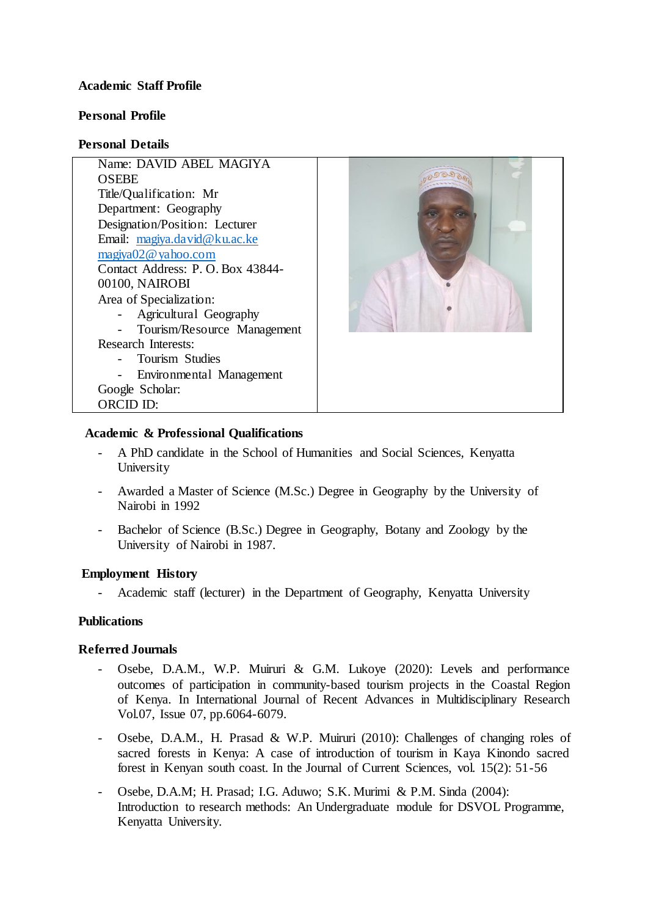**Academic Staff Profile**

**Personal Profile**

**Personal Details**

Name: DAVID ABEL MAGIYA OSEBE
Title/Qualification: Mr
Department: Geography
Designation/Position: Lecturer
Email: magiya.david@ku.ac.ke
magiya02@yahoo.com
Contact Address: P. O. Box 43844-00100, NAIROBI
Area of Specialization:

- Agricultural Geography
- Tourism/Resource Management

Research Interests:

- Tourism Studies
- Environmental Management

Google Scholar:
ORCID ID:

**Academic & Professional Qualifications**

- A PhD candidate in the School of Humanities and Social Sciences, Kenyatta University
- Awarded a Master of Science (M.Sc.) Degree in Geography by the University of Nairobi in 1992
- Bachelor of Science (B.Sc.) Degree in Geography, Botany and Zoology by the University of Nairobi in 1987.

**Employment History**

- Academic staff (lecturer) in the Department of Geography, Kenyatta University

**Publications**

**Referred Journals**

- Osebe, D.A.M., W.P. Muiruri & G.M. Lukoye (2020): Levels and performance outcomes of participation in community-based tourism projects in the Coastal Region of Kenya. In International Journal of Recent Advances in Multidisciplinary Research Vol.07, Issue 07, pp.6064-6079.
- Osebe, D.A.M., H. Prasad & W.P. Muiruri (2010): Challenges of changing roles of sacred forests in Kenya: A case of introduction of tourism in Kaya Kinondo sacred forest in Kenyan south coast. In the Journal of Current Sciences, vol. 15(2): 51-56
- Osebe, D.A.M; H. Prasad; I.G. Aduwo; S.K. Murimi & P.M. Sinda (2004): Introduction to research methods: An Undergraduate module for DSVOL Programme, Kenyatta University.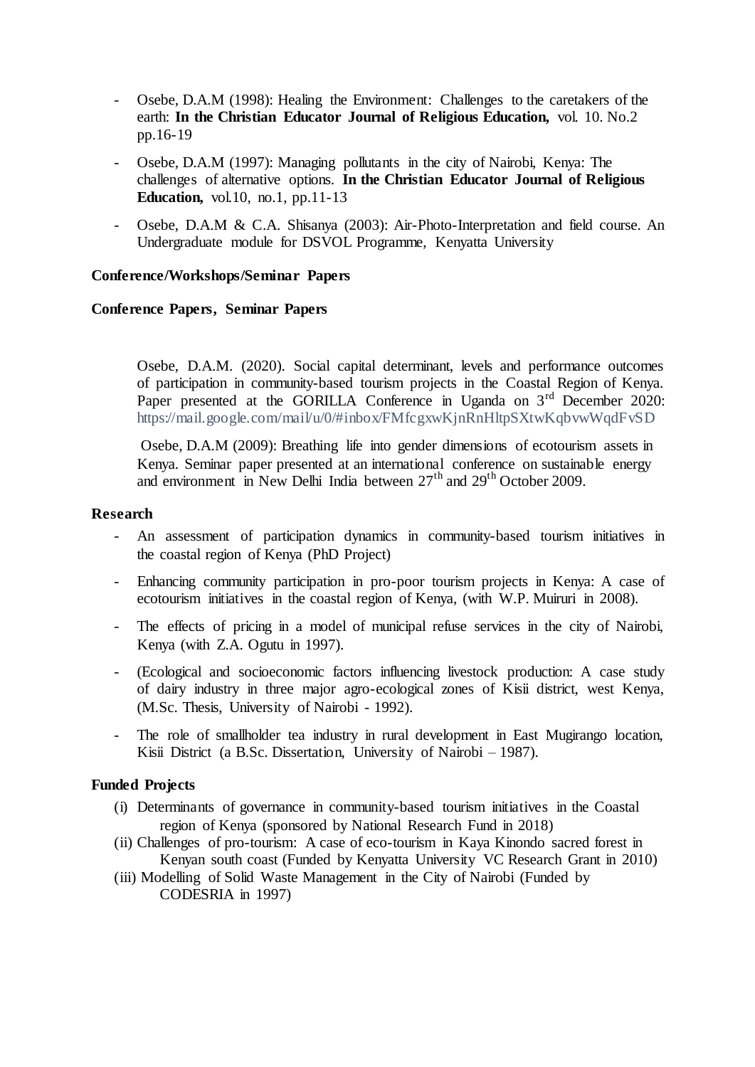- Osebe, D.A.M (1998): Healing the Environment: Challenges to the caretakers of the earth: **In the Christian Educator Journal of Religious Education,** vol. 10. No.2 pp.16-19

- Osebe, D.A.M (1997): Managing pollutants in the city of Nairobi, Kenya: The challenges of alternative options. **In the Christian Educator Journal of Religious Education,** vol.10, no.1, pp.11-13

- Osebe, D.A.M & C.A. Shisanya (2003): Air-Photo-Interpretation and field course. An Undergraduate module for DSVOL Programme, Kenyatta University

**Conference/Workshops/Seminar Papers**

**Conference Papers, Seminar Papers**

Osebe, D.A.M. (2020). Social capital determinant, levels and performance outcomes of participation in community-based tourism projects in the Coastal Region of Kenya. Paper presented at the GORILLA Conference in Uganda on 3rd December 2020: https://mail.google.com/mail/u/0/#inbox/FMfcgxwKjnRnHltpSXtwKqbvwWqdFvSD

Osebe, D.A.M (2009): Breathing life into gender dimensions of ecotourism assets in Kenya. Seminar paper presented at an international conference on sustainable energy and environment in New Delhi India between 27th and 29th October 2009.

**Research**

- An assessment of participation dynamics in community-based tourism initiatives in the coastal region of Kenya (PhD Project)

- Enhancing community participation in pro-poor tourism projects in Kenya: A case of ecotourism initiatives in the coastal region of Kenya, (with W.P. Muiruri in 2008).

- The effects of pricing in a model of municipal refuse services in the city of Nairobi, Kenya (with Z.A. Ogutu in 1997).

- (Ecological and socioeconomic factors influencing livestock production: A case study of dairy industry in three major agro-ecological zones of Kisii district, west Kenya, (M.Sc. Thesis, University of Nairobi - 1992).

- The role of smallholder tea industry in rural development in East Mugirango location, Kisii District (a B.Sc. Dissertation, University of Nairobi – 1987).

**Funded Projects**

(i) Determinants of governance in community-based tourism initiatives in the Coastal region of Kenya (sponsored by National Research Fund in 2018)

(ii) Challenges of pro-tourism: A case of eco-tourism in Kaya Kinondo sacred forest in Kenyan south coast (Funded by Kenyatta University VC Research Grant in 2010)

(iii) Modelling of Solid Waste Management in the City of Nairobi (Funded by CODESRIA in 1997)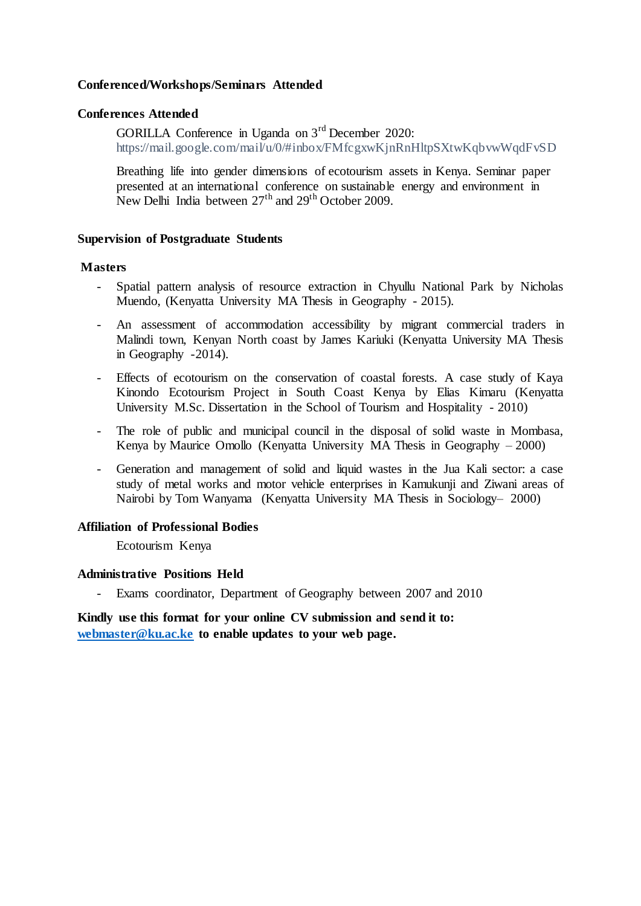**Conferenced/Workshops/Seminars Attended**

**Conferences Attended**

GORILLA Conference in Uganda on 3rd December 2020: https://mail.google.com/mail/u/0/#inbox/FMfcgxwKjnRnHltpSXtwKqbvwWqdFvSD

Breathing life into gender dimensions of ecotourism assets in Kenya. Seminar paper presented at an international conference on sustainable energy and environment in New Delhi India between 27th and 29th October 2009.

**Supervision of Postgraduate Students**

**Masters**

- Spatial pattern analysis of resource extraction in Chyullu National Park by Nicholas Muendo, (Kenyatta University MA Thesis in Geography - 2015).
- An assessment of accommodation accessibility by migrant commercial traders in Malindi town, Kenyan North coast by James Kariuki (Kenyatta University MA Thesis in Geography -2014).
- Effects of ecotourism on the conservation of coastal forests. A case study of Kaya Kinondo Ecotourism Project in South Coast Kenya by Elias Kimaru (Kenyatta University M.Sc. Dissertation in the School of Tourism and Hospitality - 2010)
- The role of public and municipal council in the disposal of solid waste in Mombasa, Kenya by Maurice Omollo (Kenyatta University MA Thesis in Geography – 2000)
- Generation and management of solid and liquid wastes in the Jua Kali sector: a case study of metal works and motor vehicle enterprises in Kamukunji and Ziwani areas of Nairobi by Tom Wanyama (Kenyatta University MA Thesis in Sociology– 2000)

**Affiliation of Professional Bodies**

Ecotourism Kenya

**Administrative Positions Held**

- Exams coordinator, Department of Geography between 2007 and 2010

**Kindly use this format for your online CV submission and send it to: webmaster@ku.ac.ke to enable updates to your web page.**